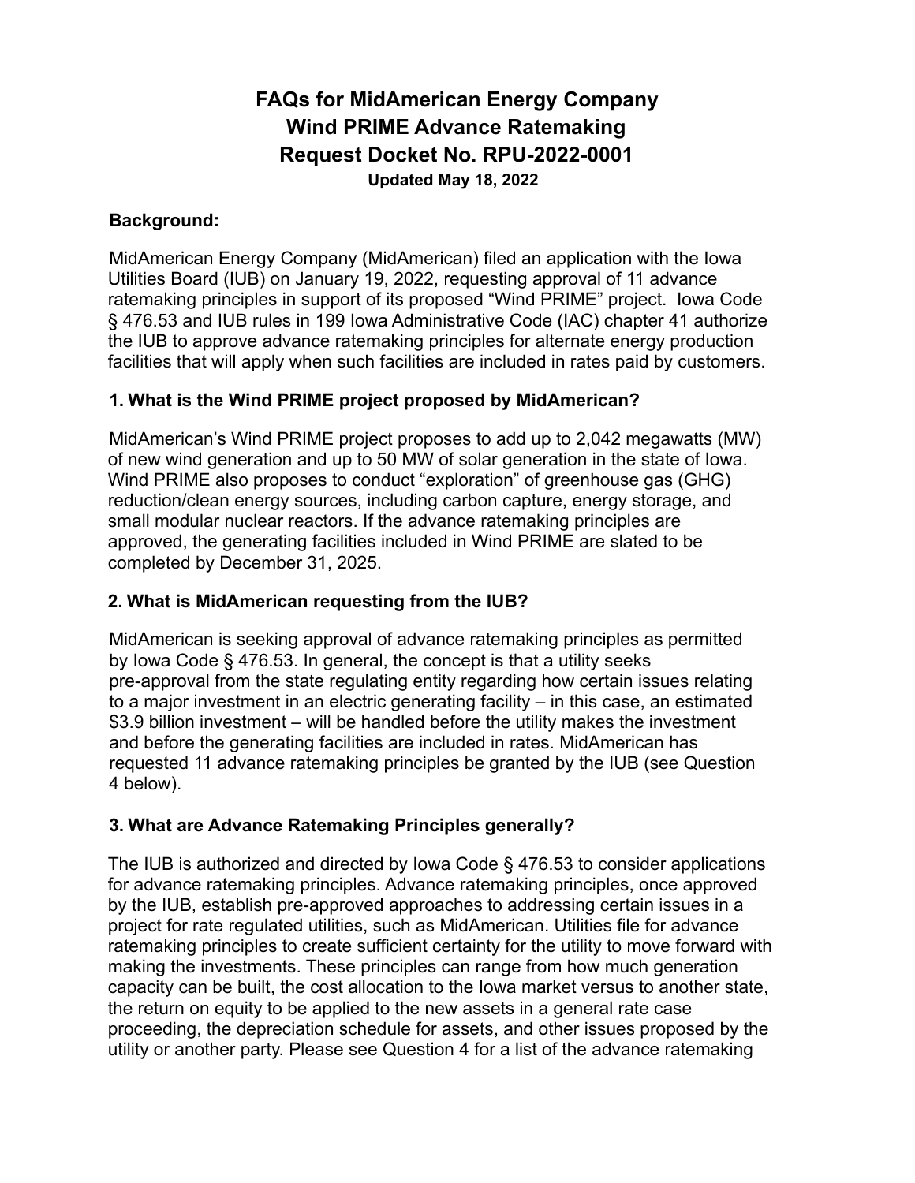# FAQs for MidAmerican Energy Company Wind PRIME Advance Ratemaking Request Docket No. RPU-2022-0001

**Updated May 18, 2022**

### Background:

MidAmerican Energy Company (MidAmerican) filed an application with the Iowa Utilities Board (IUB) on January 19, 2022, requesting approval of 11 advance ratemaking principles in support of its proposed "Wind PRIME" project. Iowa Code § 476.53 and IUB rules in 199 Iowa Administrative Code (IAC) chapter 41 authorize the IUB to approve advance ratemaking principles for alternate energy production facilities that will apply when such facilities are included in rates paid by customers.

### 1. What is the Wind PRIME project proposed by MidAmerican?

MidAmerican's Wind PRIME project proposes to add up to 2,042 megawatts (MW) of new wind generation and up to 50 MW of solar generation in the state of Iowa. Wind PRIME also proposes to conduct "exploration" of greenhouse gas (GHG) reduction/clean energy sources, including carbon capture, energy storage, and small modular nuclear reactors. If the advance ratemaking principles are approved, the generating facilities included in Wind PRIME are slated to be completed by December 31, 2025.

### 2. What is MidAmerican requesting from the IUB?

MidAmerican is seeking approval of advance ratemaking principles as permitted by Iowa Code § 476.53. In general, the concept is that a utility seeks pre-approval from the state regulating entity regarding how certain issues relating to a major investment in an electric generating facility – in this case, an estimated $3.9 billion investment – will be handled before the utility makes the investment and before the generating facilities are included in rates. MidAmerican has requested 11 advance ratemaking principles be granted by the IUB (see Question 4 below).

### 3. What are Advance Ratemaking Principles generally?

The IUB is authorized and directed by Iowa Code § 476.53 to consider applications for advance ratemaking principles. Advance ratemaking principles, once approved by the IUB, establish pre-approved approaches to addressing certain issues in a project for rate regulated utilities, such as MidAmerican. Utilities file for advance ratemaking principles to create sufficient certainty for the utility to move forward with making the investments. These principles can range from how much generation capacity can be built, the cost allocation to the Iowa market versus to another state, the return on equity to be applied to the new assets in a general rate case proceeding, the depreciation schedule for assets, and other issues proposed by the utility or another party. Please see Question 4 for a list of the advance ratemaking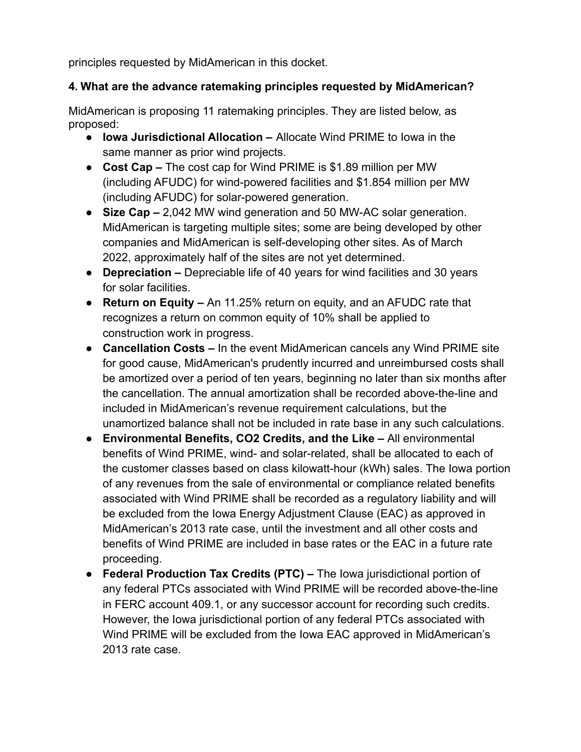principles requested by MidAmerican in this docket.

**4. What are the advance ratemaking principles requested by MidAmerican?**

MidAmerican is proposing 11 ratemaking principles. They are listed below, as proposed:

- **Iowa Jurisdictional Allocation –** Allocate Wind PRIME to Iowa in the same manner as prior wind projects.
- **Cost Cap –** The cost cap for Wind PRIME is $1.89 million per MW (including AFUDC) for wind-powered facilities and $1.854 million per MW (including AFUDC) for solar-powered generation.
- **Size Cap –** 2,042 MW wind generation and 50 MW-AC solar generation. MidAmerican is targeting multiple sites; some are being developed by other companies and MidAmerican is self-developing other sites. As of March 2022, approximately half of the sites are not yet determined.
- **Depreciation –** Depreciable life of 40 years for wind facilities and 30 years for solar facilities.
- **Return on Equity –** An 11.25% return on equity, and an AFUDC rate that recognizes a return on common equity of 10% shall be applied to construction work in progress.
- **Cancellation Costs –** In the event MidAmerican cancels any Wind PRIME site for good cause, MidAmerican's prudently incurred and unreimbursed costs shall be amortized over a period of ten years, beginning no later than six months after the cancellation. The annual amortization shall be recorded above-the-line and included in MidAmerican's revenue requirement calculations, but the unamortized balance shall not be included in rate base in any such calculations.
- **Environmental Benefits, CO2 Credits, and the Like –** All environmental benefits of Wind PRIME, wind- and solar-related, shall be allocated to each of the customer classes based on class kilowatt-hour (kWh) sales. The Iowa portion of any revenues from the sale of environmental or compliance related benefits associated with Wind PRIME shall be recorded as a regulatory liability and will be excluded from the Iowa Energy Adjustment Clause (EAC) as approved in MidAmerican's 2013 rate case, until the investment and all other costs and benefits of Wind PRIME are included in base rates or the EAC in a future rate proceeding.
- **Federal Production Tax Credits (PTC) –** The Iowa jurisdictional portion of any federal PTCs associated with Wind PRIME will be recorded above-the-line in FERC account 409.1, or any successor account for recording such credits. However, the Iowa jurisdictional portion of any federal PTCs associated with Wind PRIME will be excluded from the Iowa EAC approved in MidAmerican's 2013 rate case.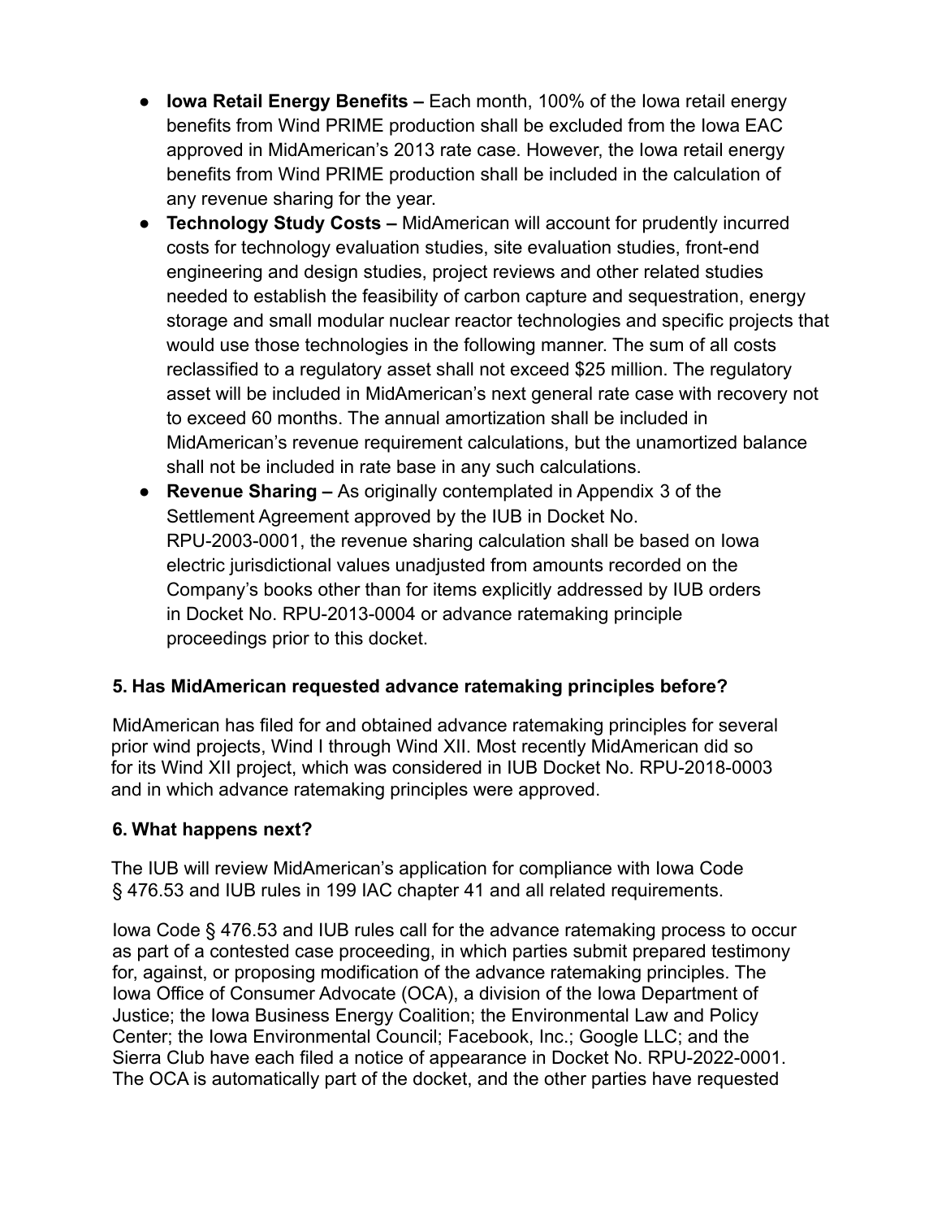- **Iowa Retail Energy Benefits –** Each month, 100% of the Iowa retail energy benefits from Wind PRIME production shall be excluded from the Iowa EAC approved in MidAmerican's 2013 rate case. However, the Iowa retail energy benefits from Wind PRIME production shall be included in the calculation of any revenue sharing for the year.
- **Technology Study Costs –** MidAmerican will account for prudently incurred costs for technology evaluation studies, site evaluation studies, front-end engineering and design studies, project reviews and other related studies needed to establish the feasibility of carbon capture and sequestration, energy storage and small modular nuclear reactor technologies and specific projects that would use those technologies in the following manner. The sum of all costs reclassified to a regulatory asset shall not exceed $25 million. The regulatory asset will be included in MidAmerican's next general rate case with recovery not to exceed 60 months. The annual amortization shall be included in MidAmerican's revenue requirement calculations, but the unamortized balance shall not be included in rate base in any such calculations.
- **Revenue Sharing –** As originally contemplated in Appendix 3 of the Settlement Agreement approved by the IUB in Docket No. RPU-2003-0001, the revenue sharing calculation shall be based on Iowa electric jurisdictional values unadjusted from amounts recorded on the Company's books other than for items explicitly addressed by IUB orders in Docket No. RPU-2013-0004 or advance ratemaking principle proceedings prior to this docket.

### 5. Has MidAmerican requested advance ratemaking principles before?

MidAmerican has filed for and obtained advance ratemaking principles for several prior wind projects, Wind I through Wind XII. Most recently MidAmerican did so for its Wind XII project, which was considered in IUB Docket No. RPU-2018-0003 and in which advance ratemaking principles were approved.

### 6. What happens next?

The IUB will review MidAmerican's application for compliance with Iowa Code § 476.53 and IUB rules in 199 IAC chapter 41 and all related requirements.

Iowa Code § 476.53 and IUB rules call for the advance ratemaking process to occur as part of a contested case proceeding, in which parties submit prepared testimony for, against, or proposing modification of the advance ratemaking principles. The Iowa Office of Consumer Advocate (OCA), a division of the Iowa Department of Justice; the Iowa Business Energy Coalition; the Environmental Law and Policy Center; the Iowa Environmental Council; Facebook, Inc.; Google LLC; and the Sierra Club have each filed a notice of appearance in Docket No. RPU-2022-0001. The OCA is automatically part of the docket, and the other parties have requested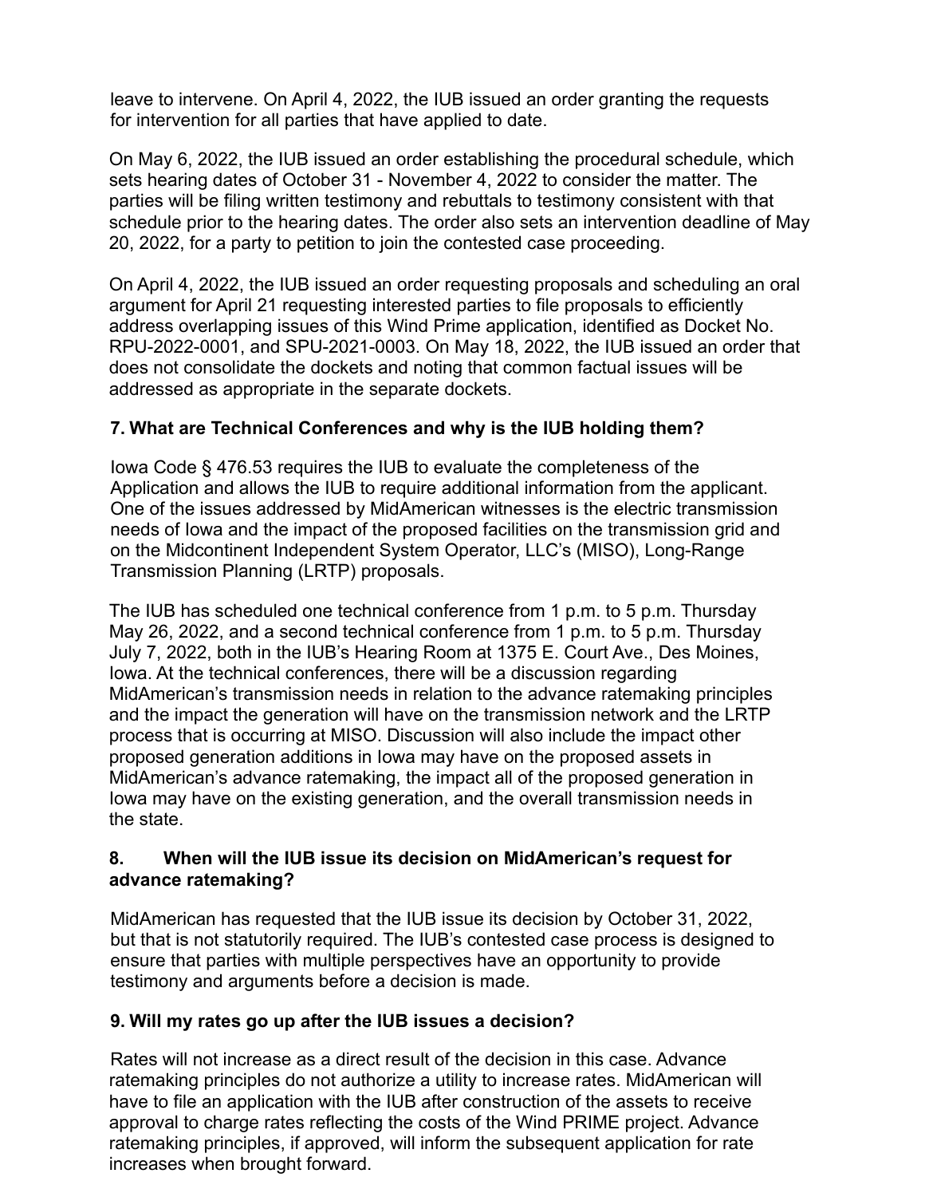leave to intervene. On April 4, 2022, the IUB issued an order granting the requests for intervention for all parties that have applied to date.

On May 6, 2022, the IUB issued an order establishing the procedural schedule, which sets hearing dates of October 31 - November 4, 2022 to consider the matter. The parties will be filing written testimony and rebuttals to testimony consistent with that schedule prior to the hearing dates. The order also sets an intervention deadline of May 20, 2022, for a party to petition to join the contested case proceeding.

On April 4, 2022, the IUB issued an order requesting proposals and scheduling an oral argument for April 21 requesting interested parties to file proposals to efficiently address overlapping issues of this Wind Prime application, identified as Docket No. RPU-2022-0001, and SPU-2021-0003. On May 18, 2022, the IUB issued an order that does not consolidate the dockets and noting that common factual issues will be addressed as appropriate in the separate dockets.

**7. What are Technical Conferences and why is the IUB holding them?**

Iowa Code § 476.53 requires the IUB to evaluate the completeness of the Application and allows the IUB to require additional information from the applicant. One of the issues addressed by MidAmerican witnesses is the electric transmission needs of Iowa and the impact of the proposed facilities on the transmission grid and on the Midcontinent Independent System Operator, LLC's (MISO), Long-Range Transmission Planning (LRTP) proposals.

The IUB has scheduled one technical conference from 1 p.m. to 5 p.m. Thursday May 26, 2022, and a second technical conference from 1 p.m. to 5 p.m. Thursday July 7, 2022, both in the IUB's Hearing Room at 1375 E. Court Ave., Des Moines, Iowa. At the technical conferences, there will be a discussion regarding MidAmerican's transmission needs in relation to the advance ratemaking principles and the impact the generation will have on the transmission network and the LRTP process that is occurring at MISO. Discussion will also include the impact other proposed generation additions in Iowa may have on the proposed assets in MidAmerican's advance ratemaking, the impact all of the proposed generation in Iowa may have on the existing generation, and the overall transmission needs in the state.

**8. When will the IUB issue its decision on MidAmerican's request for advance ratemaking?**

MidAmerican has requested that the IUB issue its decision by October 31, 2022, but that is not statutorily required. The IUB's contested case process is designed to ensure that parties with multiple perspectives have an opportunity to provide testimony and arguments before a decision is made.

**9. Will my rates go up after the IUB issues a decision?**

Rates will not increase as a direct result of the decision in this case. Advance ratemaking principles do not authorize a utility to increase rates. MidAmerican will have to file an application with the IUB after construction of the assets to receive approval to charge rates reflecting the costs of the Wind PRIME project. Advance ratemaking principles, if approved, will inform the subsequent application for rate increases when brought forward.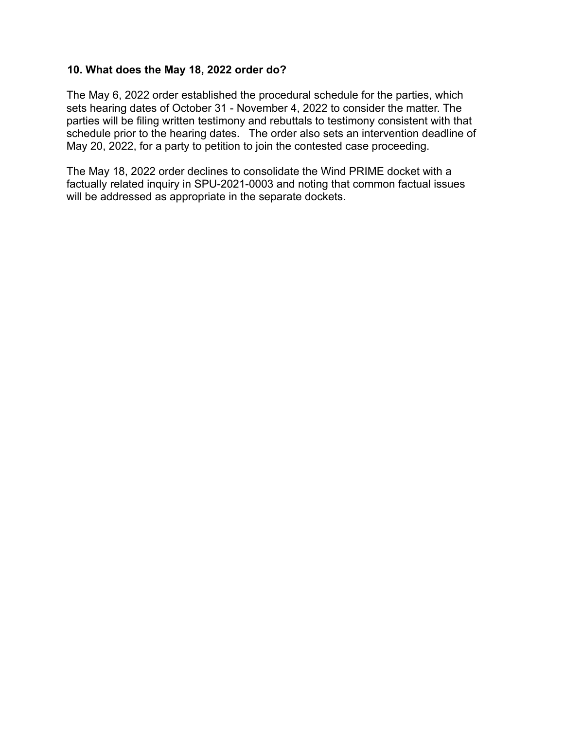**10. What does the May 18, 2022 order do?**

The May 6, 2022 order established the procedural schedule for the parties, which sets hearing dates of October 31 - November 4, 2022 to consider the matter. The parties will be filing written testimony and rebuttals to testimony consistent with that schedule prior to the hearing dates. The order also sets an intervention deadline of May 20, 2022, for a party to petition to join the contested case proceeding.

The May 18, 2022 order declines to consolidate the Wind PRIME docket with a factually related inquiry in SPU-2021-0003 and noting that common factual issues will be addressed as appropriate in the separate dockets.